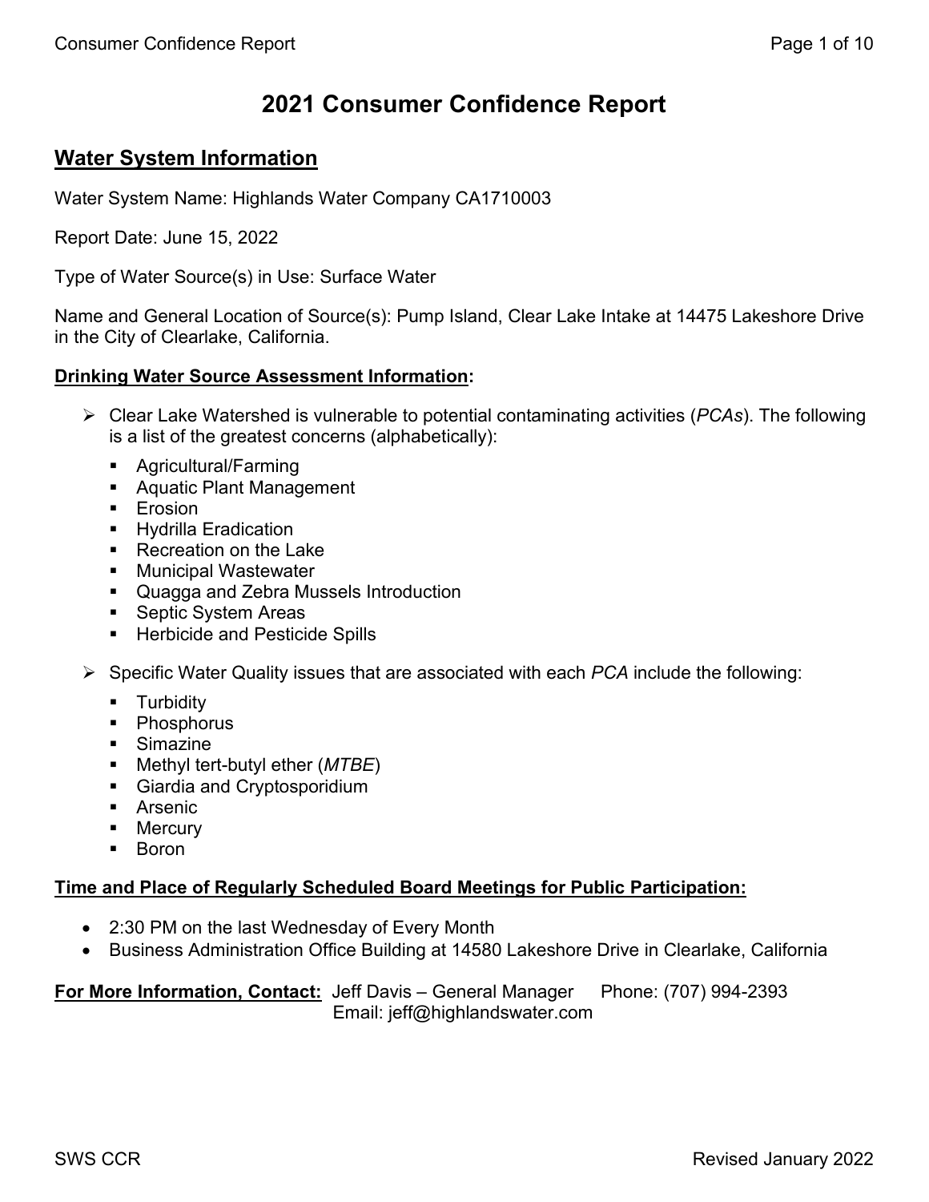# 2021 Consumer Confidence Report

## Water System Information

Water System Name: Highlands Water Company CA1710003

Report Date: June 15, 2022

Type of Water Source(s) in Use: Surface Water

Name and General Location of Source(s): Pump Island, Clear Lake Intake at 14475 Lakeshore Drive in the City of Clearlake, California.

**Drinking Water Source Assessment Information:**

- Clear Lake Watershed is vulnerable to potential contaminating activities (*PCAs*). The following is a list of the greatest concerns (alphabetically):
  - Agricultural/Farming
  - Aquatic Plant Management
  - Erosion
  - Hydrilla Eradication
  - Recreation on the Lake
  - Municipal Wastewater
  - Quagga and Zebra Mussels Introduction
  - Septic System Areas
  - Herbicide and Pesticide Spills
- Specific Water Quality issues that are associated with each *PCA* include the following:
  - Turbidity
  - Phosphorus
  - Simazine
  - Methyl tert-butyl ether (*MTBE*)
  - Giardia and Cryptosporidium
  - Arsenic
  - Mercury
  - Boron

**Time and Place of Regularly Scheduled Board Meetings for Public Participation:**

- 2:30 PM on the last Wednesday of Every Month
- Business Administration Office Building at 14580 Lakeshore Drive in Clearlake, California

**For More Information, Contact:** Jeff Davis – General Manager Phone: (707) 994-2393
Email: jeff@highlandswater.com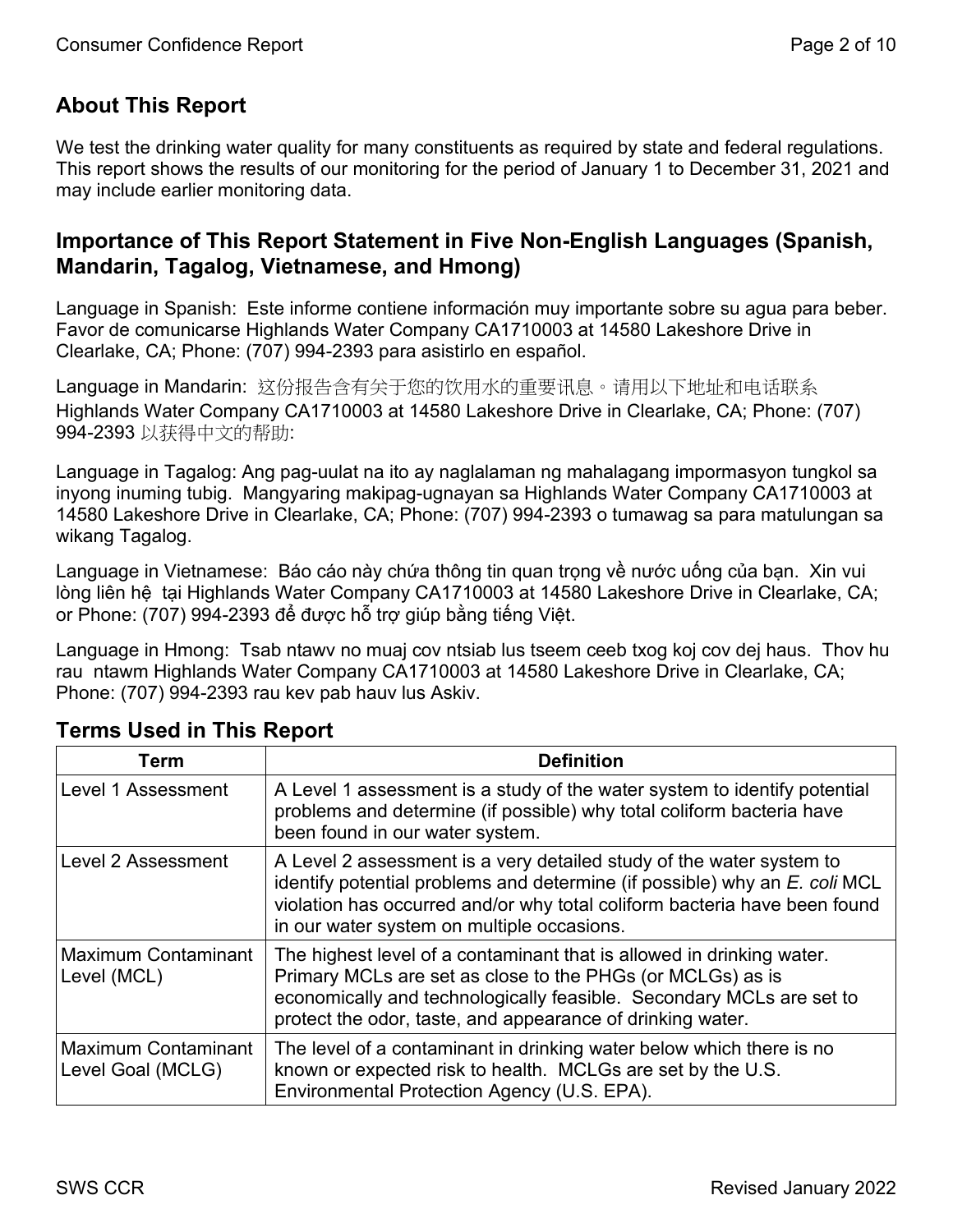## About This Report

We test the drinking water quality for many constituents as required by state and federal regulations. This report shows the results of our monitoring for the period of January 1 to December 31, 2021 and may include earlier monitoring data.

## Importance of This Report Statement in Five Non-English Languages (Spanish, Mandarin, Tagalog, Vietnamese, and Hmong)

Language in Spanish: Este informe contiene información muy importante sobre su agua para beber. Favor de comunicarse Highlands Water Company CA1710003 at 14580 Lakeshore Drive in Clearlake, CA; Phone: (707) 994-2393 para asistirlo en español.

Language in Mandarin: 这份报告含有关于您的饮用水的重要讯息。请用以下地址和电话联系 Highlands Water Company CA1710003 at 14580 Lakeshore Drive in Clearlake, CA; Phone: (707) 994-2393 以获得中文的帮助:

Language in Tagalog: Ang pag-uulat na ito ay naglalaman ng mahalagang impormasyon tungkol sa inyong inuming tubig. Mangyaring makipag-ugnayan sa Highlands Water Company CA1710003 at 14580 Lakeshore Drive in Clearlake, CA; Phone: (707) 994-2393 o tumawag sa para matulungan sa wikang Tagalog.

Language in Vietnamese: Báo cáo này chứa thông tin quan trọng về nước uống của bạn. Xin vui lòng liên hệ tại Highlands Water Company CA1710003 at 14580 Lakeshore Drive in Clearlake, CA; or Phone: (707) 994-2393 để được hỗ trợ giúp bằng tiếng Việt.

Language in Hmong: Tsab ntawv no muaj cov ntsiab lus tseem ceeb txog koj cov dej haus. Thov hu rau ntawm Highlands Water Company CA1710003 at 14580 Lakeshore Drive in Clearlake, CA; Phone: (707) 994-2393 rau kev pab hauv lus Askiv.

## Terms Used in This Report

| Term | Definition |
|---|---|
| Level 1 Assessment | A Level 1 assessment is a study of the water system to identify potential problems and determine (if possible) why total coliform bacteria have been found in our water system. |
| Level 2 Assessment | A Level 2 assessment is a very detailed study of the water system to identify potential problems and determine (if possible) why an *E. coli* MCL violation has occurred and/or why total coliform bacteria have been found in our water system on multiple occasions. |
| Maximum Contaminant Level (MCL) | The highest level of a contaminant that is allowed in drinking water. Primary MCLs are set as close to the PHGs (or MCLGs) as is economically and technologically feasible. Secondary MCLs are set to protect the odor, taste, and appearance of drinking water. |
| Maximum Contaminant Level Goal (MCLG) | The level of a contaminant in drinking water below which there is no known or expected risk to health. MCLGs are set by the U.S. Environmental Protection Agency (U.S. EPA). |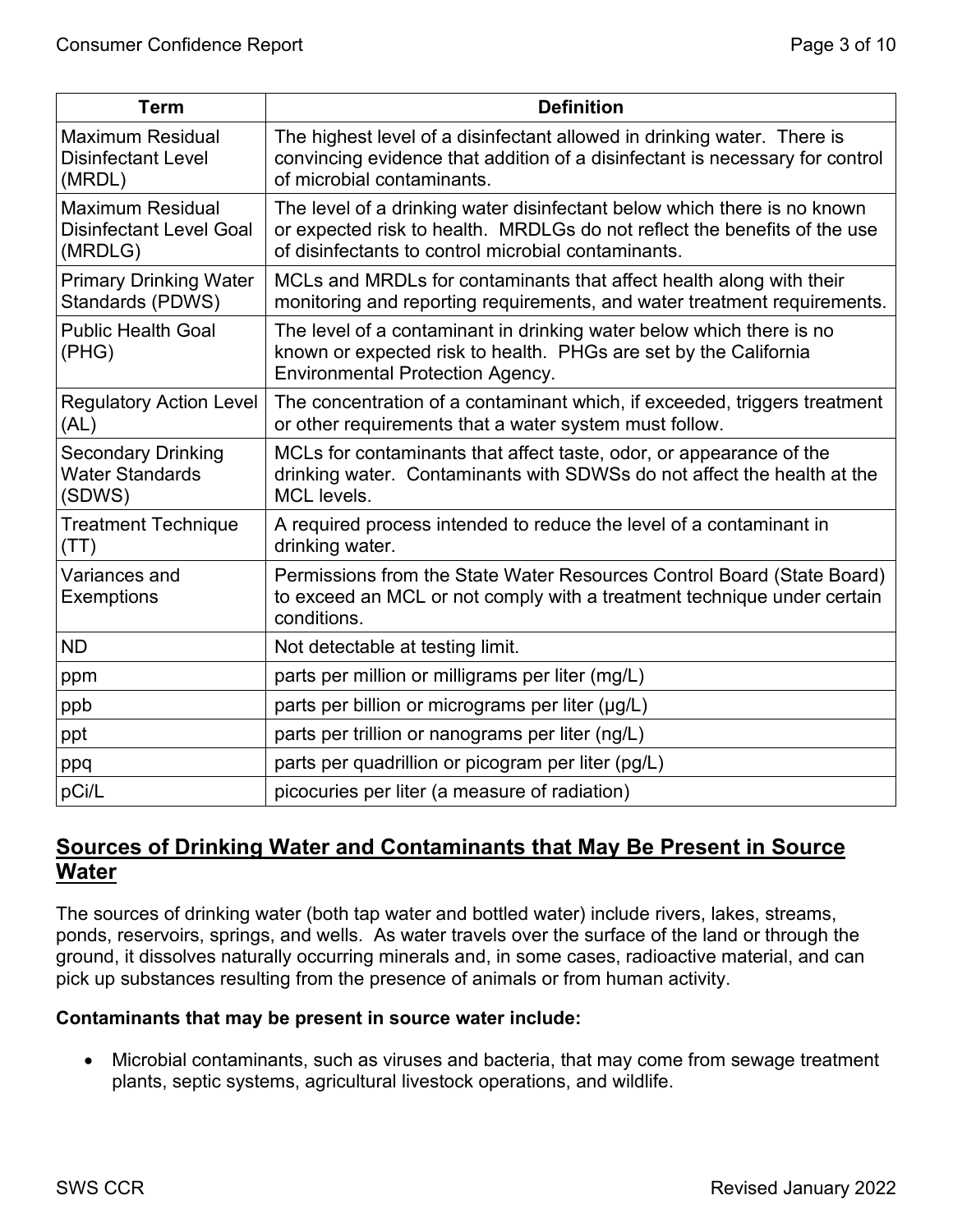| Term | Definition |
|---|---|
| Maximum Residual Disinfectant Level (MRDL) | The highest level of a disinfectant allowed in drinking water. There is convincing evidence that addition of a disinfectant is necessary for control of microbial contaminants. |
| Maximum Residual Disinfectant Level Goal (MRDLG) | The level of a drinking water disinfectant below which there is no known or expected risk to health. MRDLGs do not reflect the benefits of the use of disinfectants to control microbial contaminants. |
| Primary Drinking Water Standards (PDWS) | MCLs and MRDLs for contaminants that affect health along with their monitoring and reporting requirements, and water treatment requirements. |
| Public Health Goal (PHG) | The level of a contaminant in drinking water below which there is no known or expected risk to health. PHGs are set by the California Environmental Protection Agency. |
| Regulatory Action Level (AL) | The concentration of a contaminant which, if exceeded, triggers treatment or other requirements that a water system must follow. |
| Secondary Drinking Water Standards (SDWS) | MCLs for contaminants that affect taste, odor, or appearance of the drinking water. Contaminants with SDWSs do not affect the health at the MCL levels. |
| Treatment Technique (TT) | A required process intended to reduce the level of a contaminant in drinking water. |
| Variances and Exemptions | Permissions from the State Water Resources Control Board (State Board) to exceed an MCL or not comply with a treatment technique under certain conditions. |
| ND | Not detectable at testing limit. |
| ppm | parts per million or milligrams per liter (mg/L) |
| ppb | parts per billion or micrograms per liter (μg/L) |
| ppt | parts per trillion or nanograms per liter (ng/L) |
| ppq | parts per quadrillion or picogram per liter (pg/L) |
| pCi/L | picocuries per liter (a measure of radiation) |

## Sources of Drinking Water and Contaminants that May Be Present in Source Water

The sources of drinking water (both tap water and bottled water) include rivers, lakes, streams, ponds, reservoirs, springs, and wells. As water travels over the surface of the land or through the ground, it dissolves naturally occurring minerals and, in some cases, radioactive material, and can pick up substances resulting from the presence of animals or from human activity.

**Contaminants that may be present in source water include:**

- Microbial contaminants, such as viruses and bacteria, that may come from sewage treatment plants, septic systems, agricultural livestock operations, and wildlife.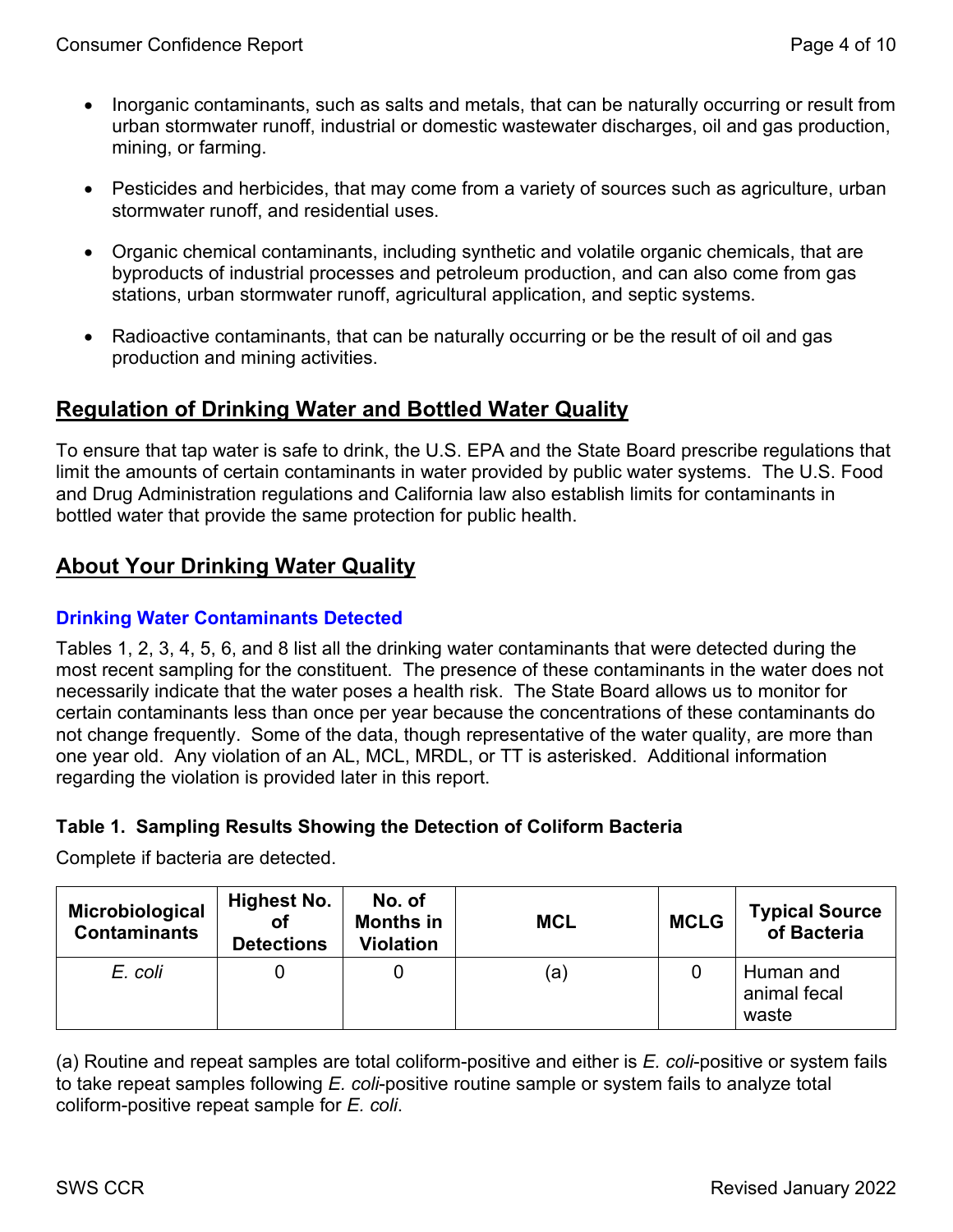- Inorganic contaminants, such as salts and metals, that can be naturally occurring or result from urban stormwater runoff, industrial or domestic wastewater discharges, oil and gas production, mining, or farming.

- Pesticides and herbicides, that may come from a variety of sources such as agriculture, urban stormwater runoff, and residential uses.

- Organic chemical contaminants, including synthetic and volatile organic chemicals, that are byproducts of industrial processes and petroleum production, and can also come from gas stations, urban stormwater runoff, agricultural application, and septic systems.

- Radioactive contaminants, that can be naturally occurring or be the result of oil and gas production and mining activities.

## Regulation of Drinking Water and Bottled Water Quality

To ensure that tap water is safe to drink, the U.S. EPA and the State Board prescribe regulations that limit the amounts of certain contaminants in water provided by public water systems. The U.S. Food and Drug Administration regulations and California law also establish limits for contaminants in bottled water that provide the same protection for public health.

## About Your Drinking Water Quality

### Drinking Water Contaminants Detected

Tables 1, 2, 3, 4, 5, 6, and 8 list all the drinking water contaminants that were detected during the most recent sampling for the constituent. The presence of these contaminants in the water does not necessarily indicate that the water poses a health risk. The State Board allows us to monitor for certain contaminants less than once per year because the concentrations of these contaminants do not change frequently. Some of the data, though representative of the water quality, are more than one year old. Any violation of an AL, MCL, MRDL, or TT is asterisked. Additional information regarding the violation is provided later in this report.

**Table 1. Sampling Results Showing the Detection of Coliform Bacteria**

Complete if bacteria are detected.

| Microbiological Contaminants | Highest No. of Detections | No. of Months in Violation | MCL | MCLG | Typical Source of Bacteria |
|---|---|---|---|---|---|
| *E. coli* | 0 | 0 | (a) | 0 | Human and animal fecal waste |

(a) Routine and repeat samples are total coliform-positive and either is *E. coli*-positive or system fails to take repeat samples following *E. coli*-positive routine sample or system fails to analyze total coliform-positive repeat sample for *E. coli*.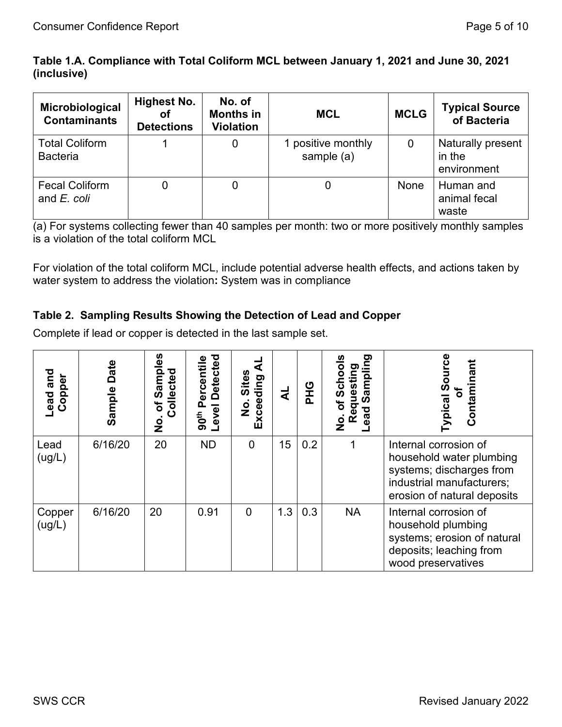**Table 1.A. Compliance with Total Coliform MCL between January 1, 2021 and June 30, 2021 (inclusive)**

| Microbiological Contaminants | Highest No. of Detections | No. of Months in Violation | MCL | MCLG | Typical Source of Bacteria |
|---|---|---|---|---|---|
| Total Coliform Bacteria | 1 | 0 | 1 positive monthly sample (a) | 0 | Naturally present in the environment |
| Fecal Coliform and *E. coli* | 0 | 0 | 0 | None | Human and animal fecal waste |

(a) For systems collecting fewer than 40 samples per month: two or more positively monthly samples is a violation of the total coliform MCL

For violation of the total coliform MCL, include potential adverse health effects, and actions taken by water system to address the violation**:** System was in compliance

**Table 2. Sampling Results Showing the Detection of Lead and Copper**

Complete if lead or copper is detected in the last sample set.

| Lead and Copper | Sample Date | No. of Samples Collected | 90th Percentile Level Detected | No. Sites Exceeding AL | AL | PHG | No. of Schools Requesting Lead Sampling | Typical Source of Contaminant |
|---|---|---|---|---|---|---|---|---|
| Lead (ug/L) | 6/16/20 | 20 | ND | 0 | 15 | 0.2 | 1 | Internal corrosion of household water plumbing systems; discharges from industrial manufacturers; erosion of natural deposits |
| Copper (ug/L) | 6/16/20 | 20 | 0.91 | 0 | 1.3 | 0.3 | NA | Internal corrosion of household plumbing systems; erosion of natural deposits; leaching from wood preservatives |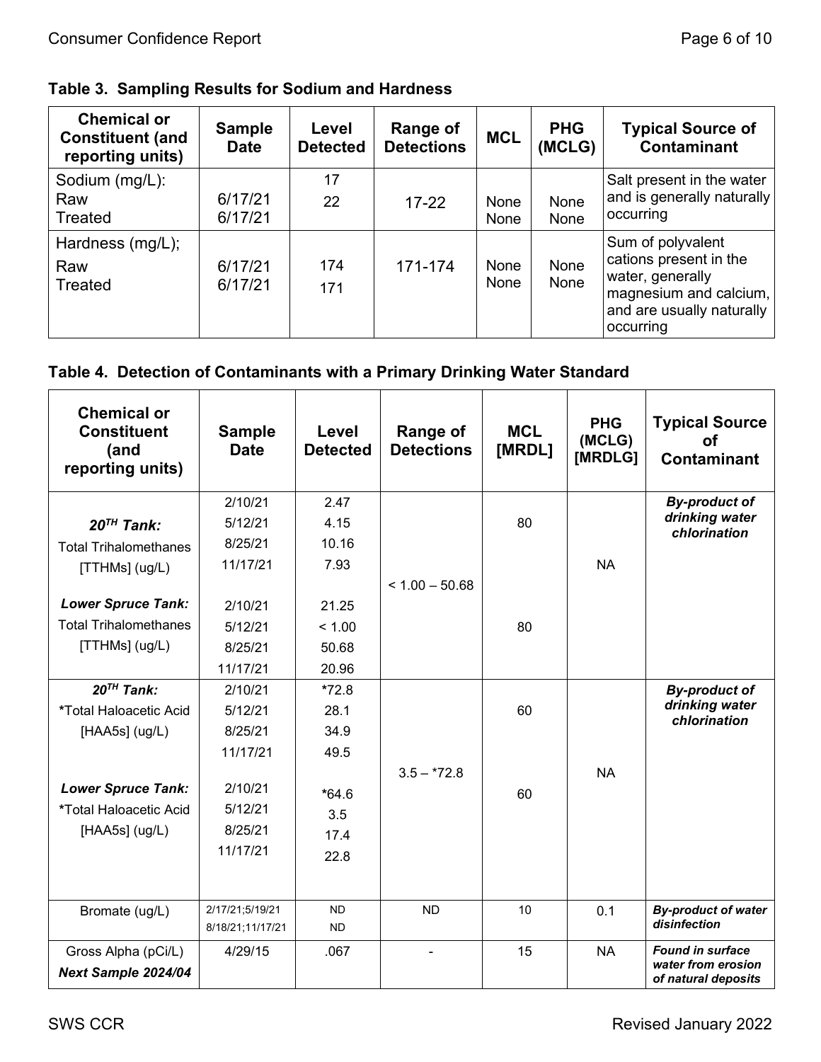**Table 3. Sampling Results for Sodium and Hardness**

| Chemical or Constituent (and reporting units) | Sample Date | Level Detected | Range of Detections | MCL | PHG (MCLG) | Typical Source of Contaminant |
|---|---|---|---|---|---|---|
| Sodium (mg/L):<br>Raw<br>Treated | <br>6/17/21<br>6/17/21 | 17<br>22 | 17-22 | <br>None<br>None | <br>None<br>None | Salt present in the water and is generally naturally occurring |
| Hardness (mg/L);<br>Raw<br>Treated | <br>6/17/21<br>6/17/21 | <br>174<br>171 | 171-174 | None<br>None | None<br>None | Sum of polyvalent cations present in the water, generally magnesium and calcium, and are usually naturally occurring |

**Table 4. Detection of Contaminants with a Primary Drinking Water Standard**

| Chemical or Constituent (and reporting units) | Sample Date | Level Detected | Range of Detections | MCL [MRDL] | PHG (MCLG) [MRDLG] | Typical Source of Contaminant |
|---|---|---|---|---|---|---|
| ***20$^{TH}$ Tank:***<br>Total Trihalomethanes<br>[TTHMs] (ug/L)<br><br>***Lower Spruce Tank:***<br>Total Trihalomethanes<br>[TTHMs] (ug/L) | 2/10/21<br>5/12/21<br>8/25/21<br>11/17/21<br><br>2/10/21<br>5/12/21<br>8/25/21<br>11/17/21 | 2.47<br>4.15<br>10.16<br>7.93<br><br>21.25<br>< 1.00<br>50.68<br>20.96 | < 1.00 – 50.68 | 80<br><br>80 | NA | ***By-product of drinking water chlorination*** |
| ***20$^{TH}$ Tank:***<br>*Total Haloacetic Acid<br>[HAA5s] (ug/L)<br><br>***Lower Spruce Tank:***<br>*Total Haloacetic Acid<br>[HAA5s] (ug/L) | 2/10/21<br>5/12/21<br>8/25/21<br>11/17/21<br><br>2/10/21<br>5/12/21<br>8/25/21<br>11/17/21 | *72.8<br>28.1<br>34.9<br>49.5<br><br>*64.6<br>3.5<br>17.4<br>22.8 | 3.5 – *72.8 | 60<br><br>60 | NA | ***By-product of drinking water chlorination*** |
| Bromate (ug/L) | 2/17/21;5/19/21<br>8/18/21;11/17/21 | ND<br>ND | ND | 10 | 0.1 | ***By-product of water disinfection*** |
| Gross Alpha (pCi/L)<br>***Next Sample 2024/04*** | 4/29/15 | .067 | - | 15 | NA | ***Found in surface water from erosion of natural deposits*** |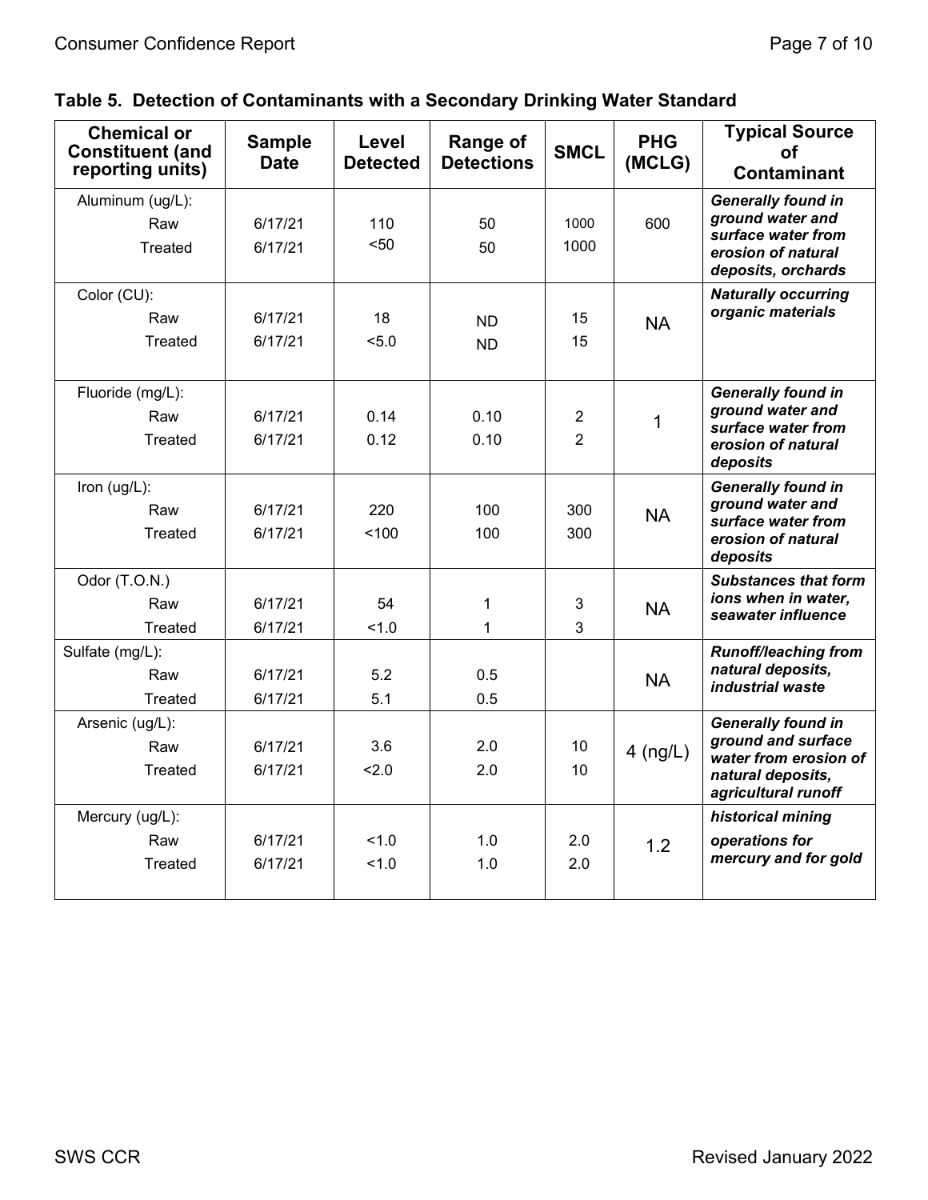**Table 5. Detection of Contaminants with a Secondary Drinking Water Standard**

| Chemical or Constituent (and reporting units) | Sample Date | Level Detected | Range of Detections | SMCL | PHG (MCLG) | Typical Source of Contaminant |
|---|---|---|---|---|---|---|
| Aluminum (ug/L): | | | | | | ***Generally found in ground water and surface water from erosion of natural deposits, orchards*** |
| Raw | 6/17/21 | 110 | 50 | 1000 | 600 | |
| Treated | 6/17/21 | <50 | 50 | 1000 | | |
| Color (CU): | | | | | | ***Naturally occurring organic materials*** |
| Raw | 6/17/21 | 18 | ND | 15 | NA | |
| Treated | 6/17/21 | <5.0 | ND | 15 | | |
| Fluoride (mg/L): | | | | | | ***Generally found in ground water and surface water from erosion of natural deposits*** |
| Raw | 6/17/21 | 0.14 | 0.10 | 2 | 1 | |
| Treated | 6/17/21 | 0.12 | 0.10 | 2 | | |
| Iron (ug/L): | | | | | | ***Generally found in ground water and surface water from erosion of natural deposits*** |
| Raw | 6/17/21 | 220 | 100 | 300 | NA | |
| Treated | 6/17/21 | <100 | 100 | 300 | | |
| Odor (T.O.N.) | | | | | | ***Substances that form ions when in water, seawater influence*** |
| Raw | 6/17/21 | 54 | 1 | 3 | NA | |
| Treated | 6/17/21 | <1.0 | 1 | 3 | | |
| Sulfate (mg/L): | | | | | | ***Runoff/leaching from natural deposits, industrial waste*** |
| Raw | 6/17/21 | 5.2 | 0.5 | | NA | |
| Treated | 6/17/21 | 5.1 | 0.5 | | | |
| Arsenic (ug/L): | | | | | | ***Generally found in ground and surface water from erosion of natural deposits, agricultural runoff*** |
| Raw | 6/17/21 | 3.6 | 2.0 | 10 | 4 (ng/L) | |
| Treated | 6/17/21 | <2.0 | 2.0 | 10 | | |
| Mercury (ug/L): | | | | | | ***historical mining operations for mercury and for gold*** |
| Raw | 6/17/21 | <1.0 | 1.0 | 2.0 | 1.2 | |
| Treated | 6/17/21 | <1.0 | 1.0 | 2.0 | | |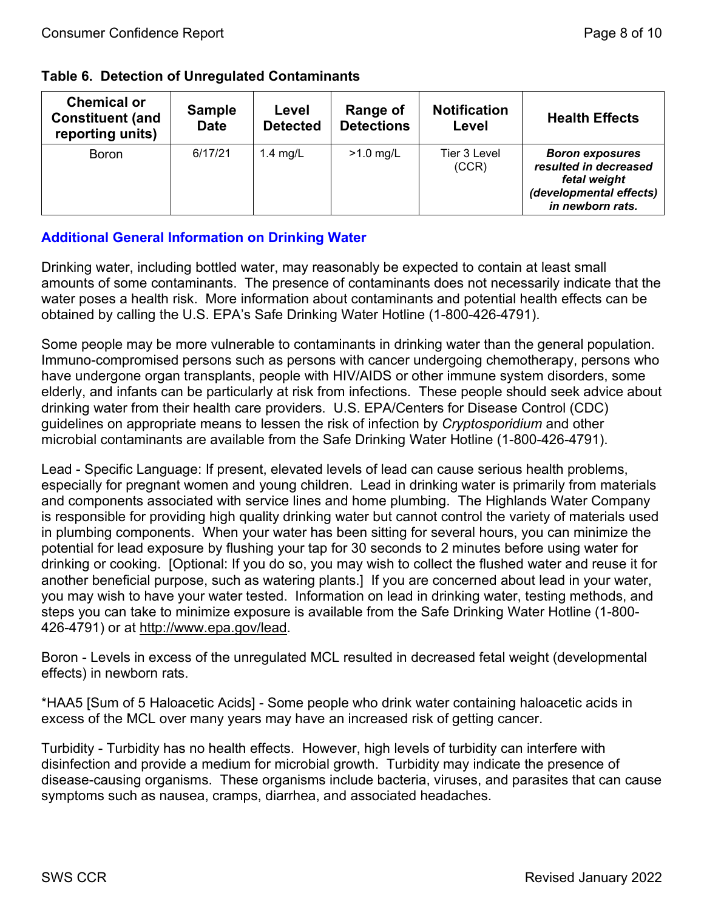### Table 6. Detection of Unregulated Contaminants

| Chemical or Constituent (and reporting units) | Sample Date | Level Detected | Range of Detections | Notification Level | Health Effects |
|---|---|---|---|---|---|
| Boron | 6/17/21 | 1.4 mg/L | >1.0 mg/L | Tier 3 Level (CCR) | ***Boron exposures resulted in decreased fetal weight (developmental effects) in newborn rats.*** |

## Additional General Information on Drinking Water

Drinking water, including bottled water, may reasonably be expected to contain at least small amounts of some contaminants. The presence of contaminants does not necessarily indicate that the water poses a health risk. More information about contaminants and potential health effects can be obtained by calling the U.S. EPA's Safe Drinking Water Hotline (1-800-426-4791).

Some people may be more vulnerable to contaminants in drinking water than the general population. Immuno-compromised persons such as persons with cancer undergoing chemotherapy, persons who have undergone organ transplants, people with HIV/AIDS or other immune system disorders, some elderly, and infants can be particularly at risk from infections. These people should seek advice about drinking water from their health care providers. U.S. EPA/Centers for Disease Control (CDC) guidelines on appropriate means to lessen the risk of infection by *Cryptosporidium* and other microbial contaminants are available from the Safe Drinking Water Hotline (1-800-426-4791).

Lead - Specific Language: If present, elevated levels of lead can cause serious health problems, especially for pregnant women and young children. Lead in drinking water is primarily from materials and components associated with service lines and home plumbing. The Highlands Water Company is responsible for providing high quality drinking water but cannot control the variety of materials used in plumbing components. When your water has been sitting for several hours, you can minimize the potential for lead exposure by flushing your tap for 30 seconds to 2 minutes before using water for drinking or cooking. [Optional: If you do so, you may wish to collect the flushed water and reuse it for another beneficial purpose, such as watering plants.] If you are concerned about lead in your water, you may wish to have your water tested. Information on lead in drinking water, testing methods, and steps you can take to minimize exposure is available from the Safe Drinking Water Hotline (1-800-426-4791) or at http://www.epa.gov/lead.

Boron - Levels in excess of the unregulated MCL resulted in decreased fetal weight (developmental effects) in newborn rats.

*HAA5 [Sum of 5 Haloacetic Acids] - Some people who drink water containing haloacetic acids in excess of the MCL over many years may have an increased risk of getting cancer.

Turbidity - Turbidity has no health effects. However, high levels of turbidity can interfere with disinfection and provide a medium for microbial growth. Turbidity may indicate the presence of disease-causing organisms. These organisms include bacteria, viruses, and parasites that can cause symptoms such as nausea, cramps, diarrhea, and associated headaches.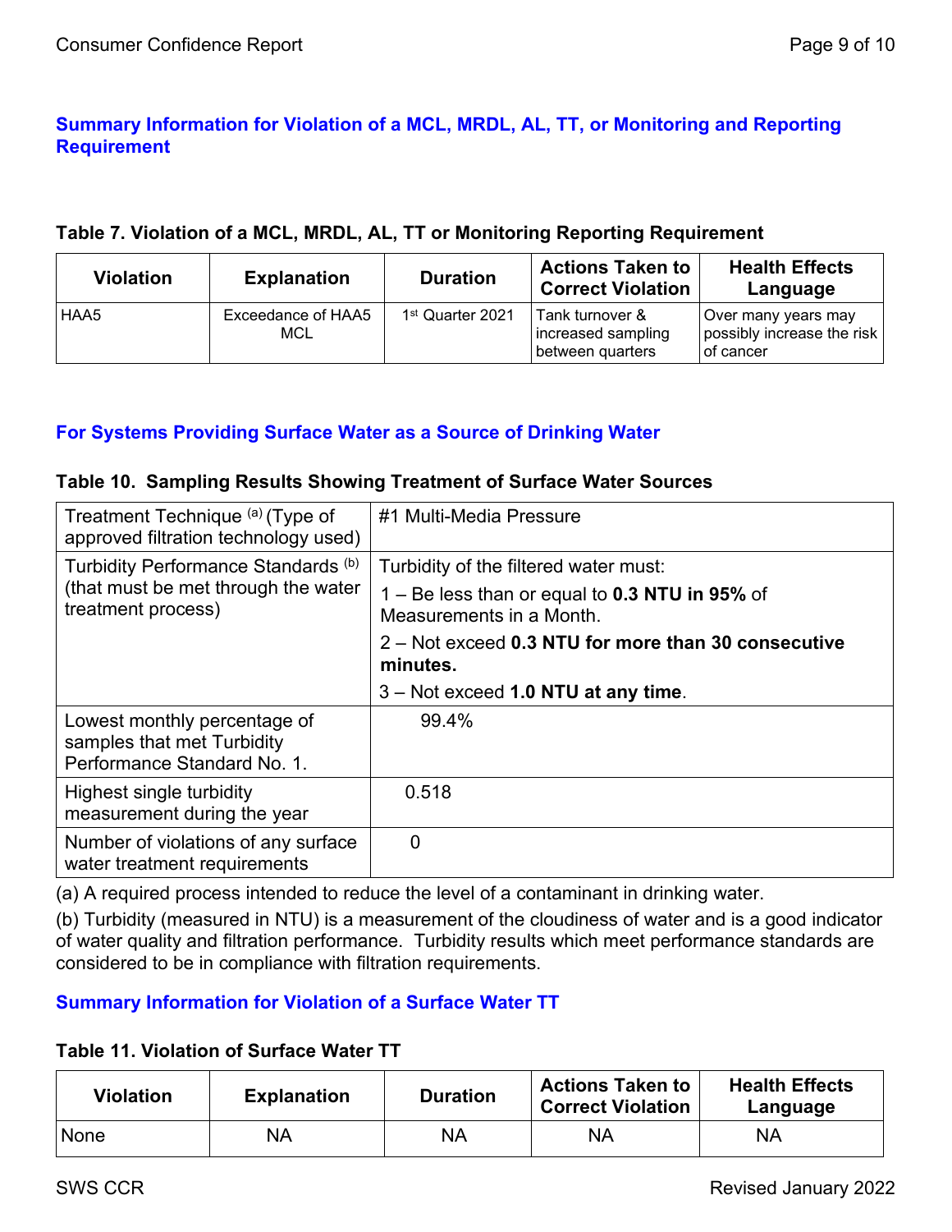## Summary Information for Violation of a MCL, MRDL, AL, TT, or Monitoring and Reporting Requirement

**Table 7. Violation of a MCL, MRDL, AL, TT or Monitoring Reporting Requirement**

| Violation | Explanation | Duration | Actions Taken to Correct Violation | Health Effects Language |
|---|---|---|---|---|
| HAA5 | Exceedance of HAA5 MCL | 1st Quarter 2021 | Tank turnover & increased sampling between quarters | Over many years may possibly increase the risk of cancer |

## For Systems Providing Surface Water as a Source of Drinking Water

**Table 10. Sampling Results Showing Treatment of Surface Water Sources**

| | |
|---|---|
| Treatment Technique [(a)] (Type of approved filtration technology used) | #1 Multi-Media Pressure |
| Turbidity Performance Standards [(b)] (that must be met through the water treatment process) | Turbidity of the filtered water must:<br>1 – Be less than or equal to **0.3 NTU in 95%** of Measurements in a Month.<br>2 – Not exceed **0.3 NTU for more than 30 consecutive minutes.**<br>3 – Not exceed **1.0 NTU at any time**. |
| Lowest monthly percentage of samples that met Turbidity Performance Standard No. 1. | 99.4% |
| Highest single turbidity measurement during the year | 0.518 |
| Number of violations of any surface water treatment requirements | 0 |

(a) A required process intended to reduce the level of a contaminant in drinking water.

(b) Turbidity (measured in NTU) is a measurement of the cloudiness of water and is a good indicator of water quality and filtration performance. Turbidity results which meet performance standards are considered to be in compliance with filtration requirements.

## Summary Information for Violation of a Surface Water TT

**Table 11. Violation of Surface Water TT**

| Violation | Explanation | Duration | Actions Taken to Correct Violation | Health Effects Language |
|---|---|---|---|---|
| None | NA | NA | NA | NA |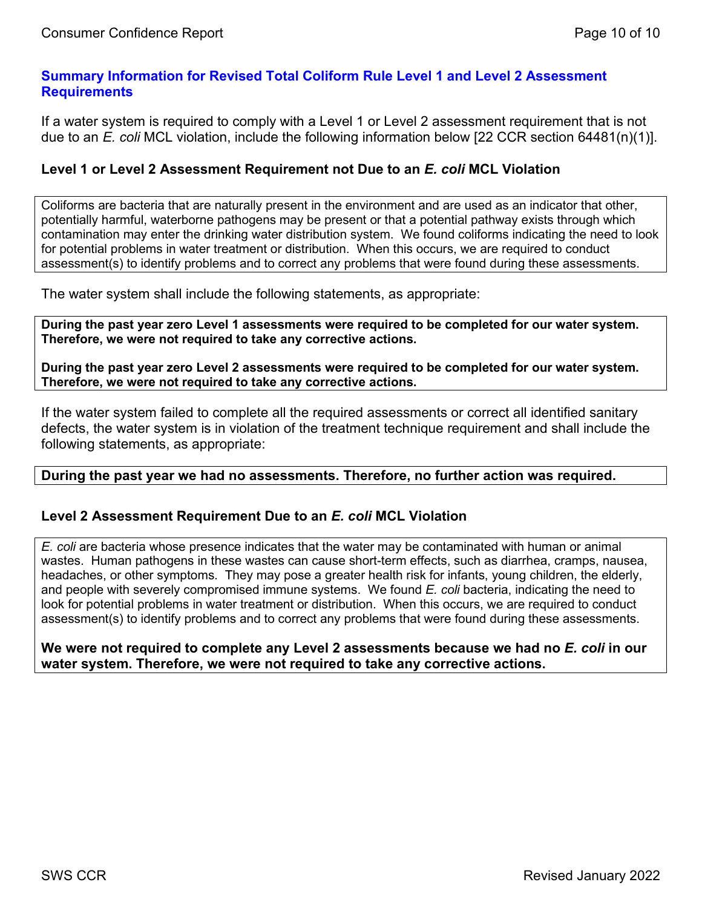## Summary Information for Revised Total Coliform Rule Level 1 and Level 2 Assessment Requirements

If a water system is required to comply with a Level 1 or Level 2 assessment requirement that is not due to an *E. coli* MCL violation, include the following information below [22 CCR section 64481(n)(1)].

### Level 1 or Level 2 Assessment Requirement not Due to an *E. coli* MCL Violation

Coliforms are bacteria that are naturally present in the environment and are used as an indicator that other, potentially harmful, waterborne pathogens may be present or that a potential pathway exists through which contamination may enter the drinking water distribution system. We found coliforms indicating the need to look for potential problems in water treatment or distribution. When this occurs, we are required to conduct assessment(s) to identify problems and to correct any problems that were found during these assessments.

The water system shall include the following statements, as appropriate:

**During the past year zero Level 1 assessments were required to be completed for our water system. Therefore, we were not required to take any corrective actions.**

**During the past year zero Level 2 assessments were required to be completed for our water system. Therefore, we were not required to take any corrective actions.**

If the water system failed to complete all the required assessments or correct all identified sanitary defects, the water system is in violation of the treatment technique requirement and shall include the following statements, as appropriate:

**During the past year we had no assessments. Therefore, no further action was required.**

### Level 2 Assessment Requirement Due to an *E. coli* MCL Violation

*E. coli* are bacteria whose presence indicates that the water may be contaminated with human or animal wastes. Human pathogens in these wastes can cause short-term effects, such as diarrhea, cramps, nausea, headaches, or other symptoms. They may pose a greater health risk for infants, young children, the elderly, and people with severely compromised immune systems. We found *E. coli* bacteria, indicating the need to look for potential problems in water treatment or distribution. When this occurs, we are required to conduct assessment(s) to identify problems and to correct any problems that were found during these assessments.

**We were not required to complete any Level 2 assessments because we had no *E. coli* in our water system. Therefore, we were not required to take any corrective actions.**